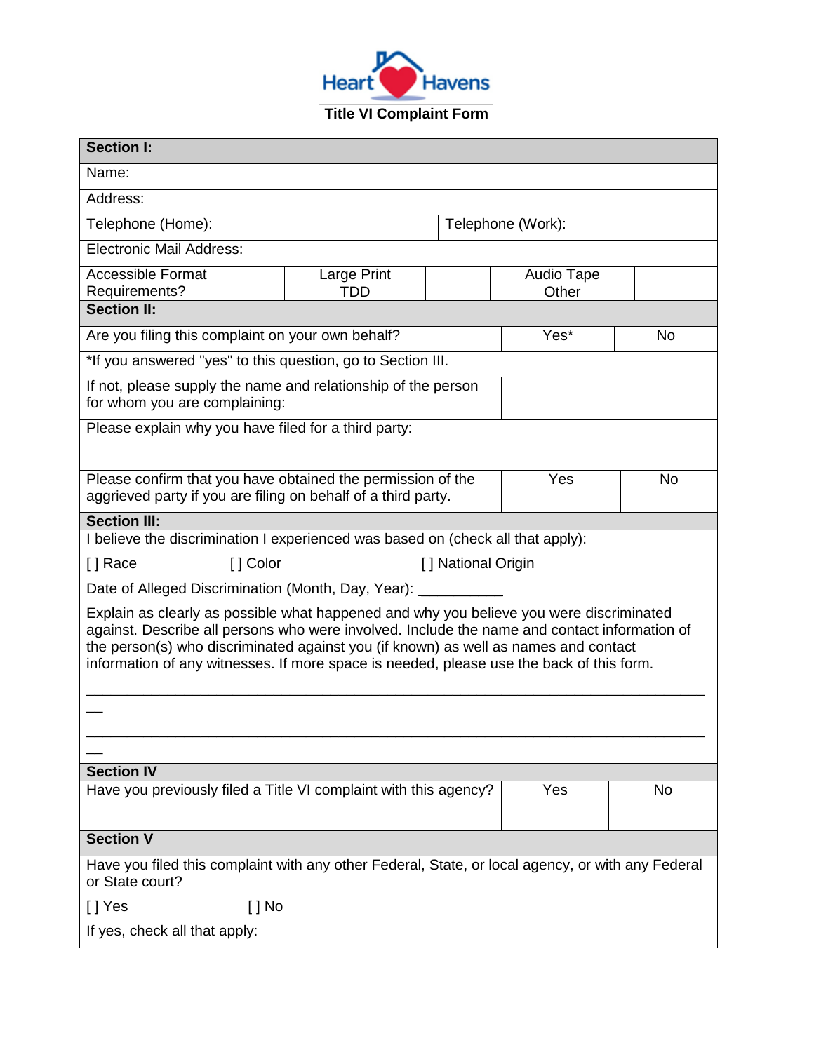Heart Havens

# Title VI Complaint Form

| **Section I:** | | | |
|---|---|---|---|
| Name: | | | |
| Address: | | | |
| Telephone (Home): | | Telephone (Work): | |
| Electronic Mail Address: | | | |
| Accessible Format Requirements? | Large Print | | Audio Tape | |
| | TDD | | Other | |

| **Section II:** | | |
|---|---|---|
| Are you filing this complaint on your own behalf? | Yes* | No |
| *If you answered "yes" to this question, go to Section III. | | |
| If not, please supply the name and relationship of the person for whom you are complaining: | | |
| Please explain why you have filed for a third party: | | |
| Please confirm that you have obtained the permission of the aggrieved party if you are filing on behalf of a third party. | Yes | No |

**Section III:**

I believe the discrimination I experienced was based on (check all that apply):

[ ] Race [ ] Color [ ] National Origin

Date of Alleged Discrimination (Month, Day, Year): __________

Explain as clearly as possible what happened and why you believe you were discriminated against. Describe all persons who were involved. Include the name and contact information of the person(s) who discriminated against you (if known) as well as names and contact information of any witnesses. If more space is needed, please use the back of this form.

______________________________________________________________________________

______________________________________________________________________________

| **Section IV** | | |
|---|---|---|
| Have you previously filed a Title VI complaint with this agency? | Yes | No |

**Section V**

Have you filed this complaint with any other Federal, State, or local agency, or with any Federal or State court?

[ ] Yes [ ] No

If yes, check all that apply: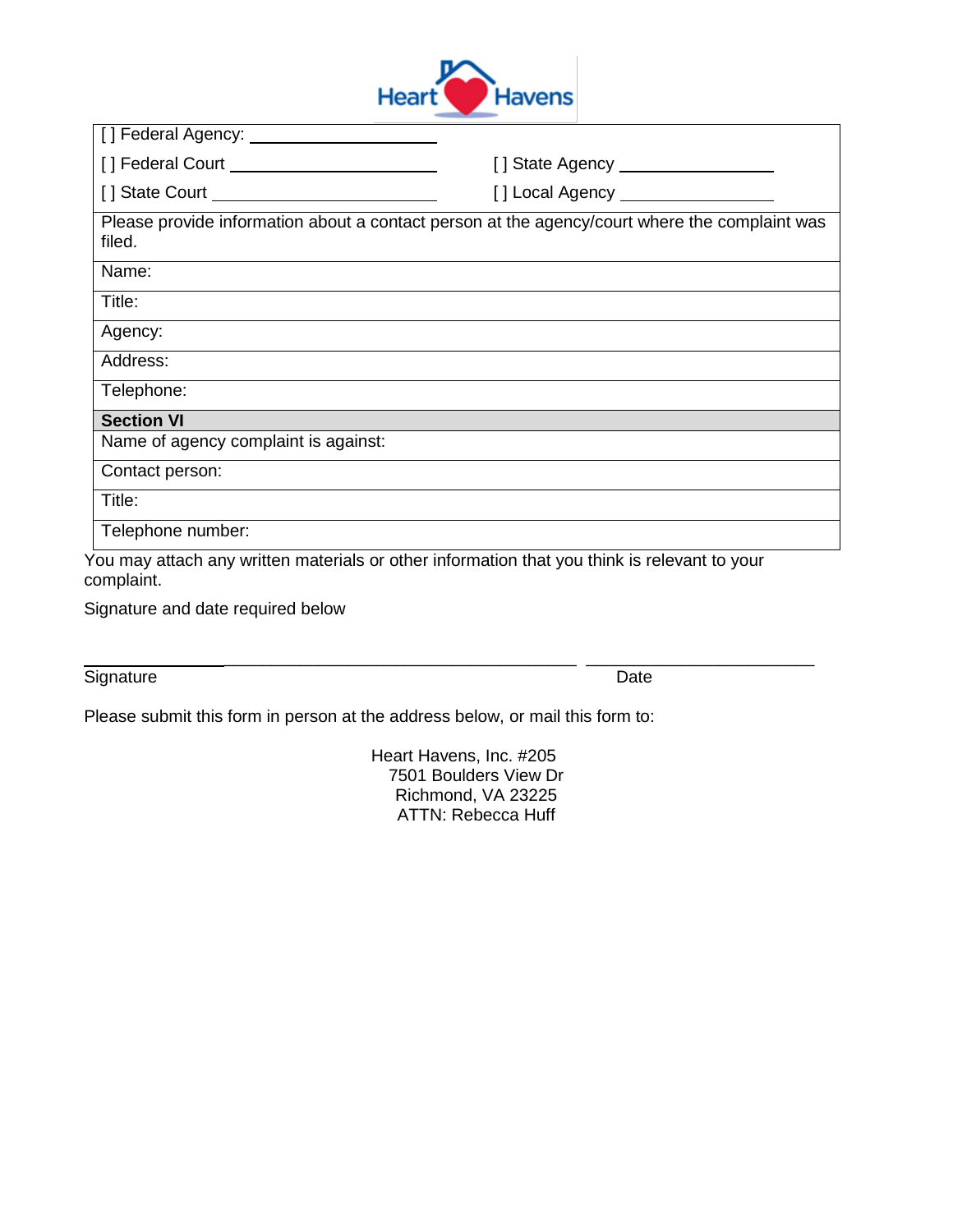Heart Havens

| | |
|---|---|
| [ ] Federal Agency: ____________________ | |
| [ ] Federal Court ____________________ | [ ] State Agency ________________ |
| [ ] State Court ____________________ | [ ] Local Agency ________________ |
| Please provide information about a contact person at the agency/court where the complaint was filed. | |
| Name: | |
| Title: | |
| Agency: | |
| Address: | |
| Telephone: | |
| **Section VI** | |
| Name of agency complaint is against: | |
| Contact person: | |
| Title: | |
| Telephone number: | |

You may attach any written materials or other information that you think is relevant to your complaint.

Signature and date required below

______________________________________________ ________________________

Signature Date

Please submit this form in person at the address below, or mail this form to:

Heart Havens, Inc. #205
7501 Boulders View Dr
Richmond, VA 23225
ATTN: Rebecca Huff